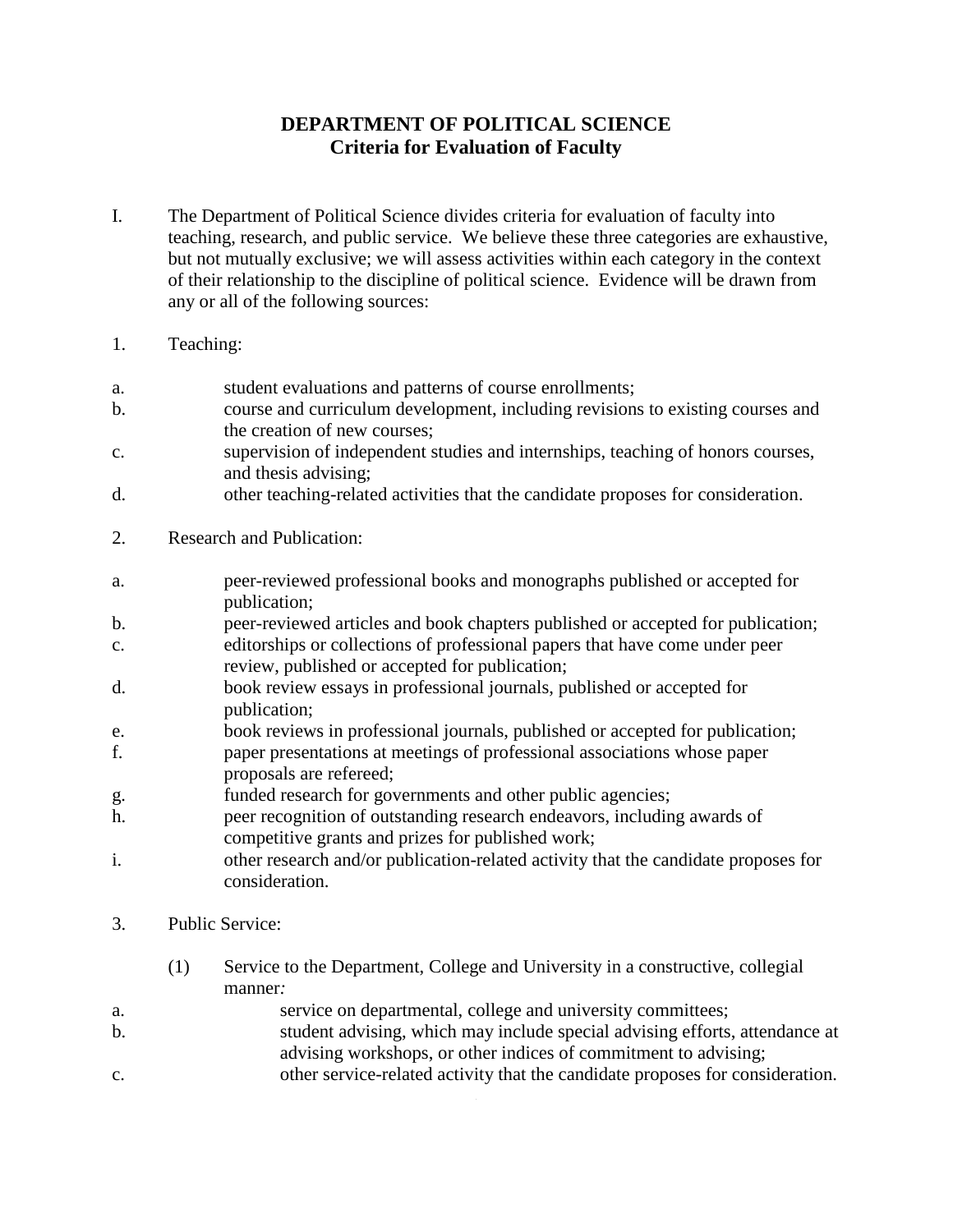# DEPARTMENT OF POLITICAL SCIENCE
## Criteria for Evaluation of Faculty

I. The Department of Political Science divides criteria for evaluation of faculty into teaching, research, and public service. We believe these three categories are exhaustive, but not mutually exclusive; we will assess activities within each category in the context of their relationship to the discipline of political science. Evidence will be drawn from any or all of the following sources:

1. Teaching:

   a. student evaluations and patterns of course enrollments;
   b. course and curriculum development, including revisions to existing courses and the creation of new courses;
   c. supervision of independent studies and internships, teaching of honors courses, and thesis advising;
   d. other teaching-related activities that the candidate proposes for consideration.

2. Research and Publication:

   a. peer-reviewed professional books and monographs published or accepted for publication;
   b. peer-reviewed articles and book chapters published or accepted for publication;
   c. editorships or collections of professional papers that have come under peer review, published or accepted for publication;
   d. book review essays in professional journals, published or accepted for publication;
   e. book reviews in professional journals, published or accepted for publication;
   f. paper presentations at meetings of professional associations whose paper proposals are refereed;
   g. funded research for governments and other public agencies;
   h. peer recognition of outstanding research endeavors, including awards of competitive grants and prizes for published work;
   i. other research and/or publication-related activity that the candidate proposes for consideration.

3. Public Service:

   (1) Service to the Department, College and University in a constructive, collegial manner*:*

   a. service on departmental, college and university committees;
   b. student advising, which may include special advising efforts, attendance at advising workshops, or other indices of commitment to advising;
   c. other service-related activity that the candidate proposes for consideration.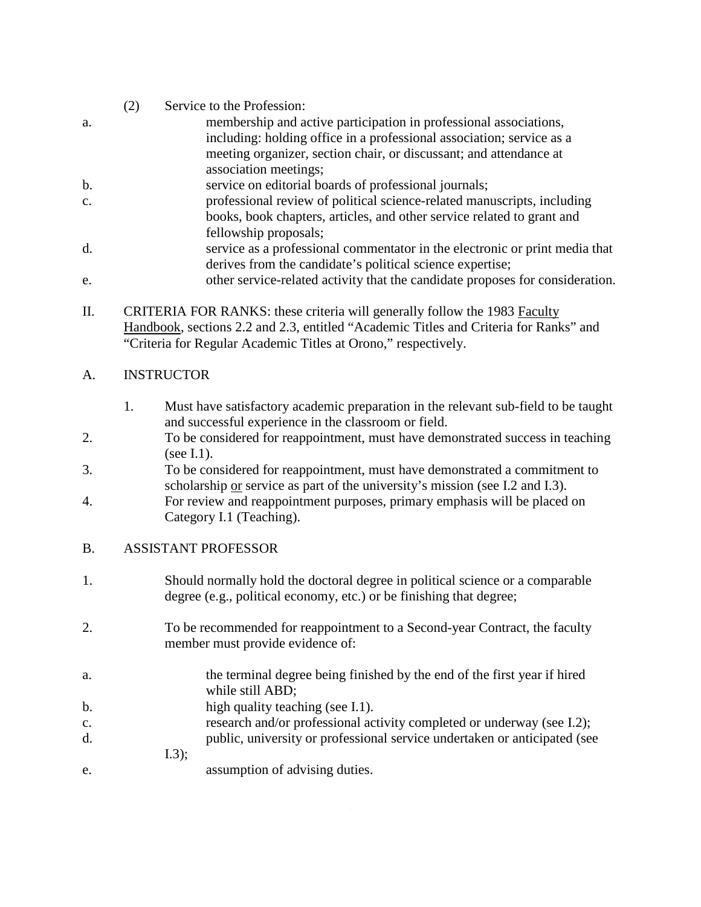(2) Service to the Profession:

a. membership and active participation in professional associations, including: holding office in a professional association; service as a meeting organizer, section chair, or discussant; and attendance at association meetings;

b. service on editorial boards of professional journals;

c. professional review of political science-related manuscripts, including books, book chapters, articles, and other service related to grant and fellowship proposals;

d. service as a professional commentator in the electronic or print media that derives from the candidate's political science expertise;

e. other service-related activity that the candidate proposes for consideration.

II. CRITERIA FOR RANKS: these criteria will generally follow the 1983 Faculty Handbook, sections 2.2 and 2.3, entitled "Academic Titles and Criteria for Ranks" and "Criteria for Regular Academic Titles at Orono," respectively.

A. INSTRUCTOR

1. Must have satisfactory academic preparation in the relevant sub-field to be taught and successful experience in the classroom or field.

2. To be considered for reappointment, must have demonstrated success in teaching (see I.1).

3. To be considered for reappointment, must have demonstrated a commitment to scholarship or service as part of the university's mission (see I.2 and I.3).

4. For review and reappointment purposes, primary emphasis will be placed on Category I.1 (Teaching).

B. ASSISTANT PROFESSOR

1. Should normally hold the doctoral degree in political science or a comparable degree (e.g., political economy, etc.) or be finishing that degree;

2. To be recommended for reappointment to a Second-year Contract, the faculty member must provide evidence of:

a. the terminal degree being finished by the end of the first year if hired while still ABD;

b. high quality teaching (see I.1).

c. research and/or professional activity completed or underway (see I.2);

d. public, university or professional service undertaken or anticipated (see I.3);

e. assumption of advising duties.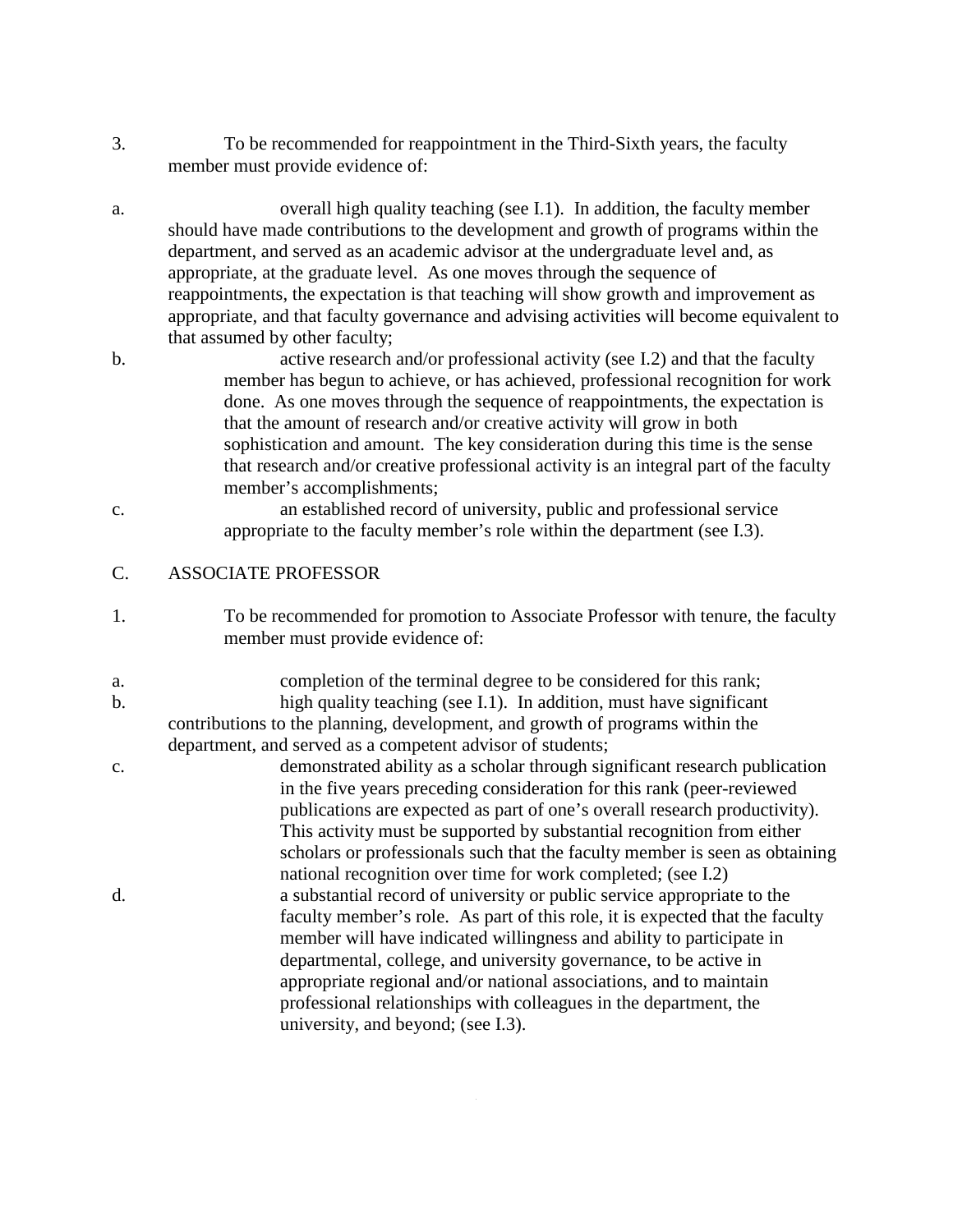3. To be recommended for reappointment in the Third-Sixth years, the faculty member must provide evidence of:

a. overall high quality teaching (see I.1). In addition, the faculty member should have made contributions to the development and growth of programs within the department, and served as an academic advisor at the undergraduate level and, as appropriate, at the graduate level. As one moves through the sequence of reappointments, the expectation is that teaching will show growth and improvement as appropriate, and that faculty governance and advising activities will become equivalent to that assumed by other faculty;

b. active research and/or professional activity (see I.2) and that the faculty member has begun to achieve, or has achieved, professional recognition for work done. As one moves through the sequence of reappointments, the expectation is that the amount of research and/or creative activity will grow in both sophistication and amount. The key consideration during this time is the sense that research and/or creative professional activity is an integral part of the faculty member's accomplishments;

c. an established record of university, public and professional service appropriate to the faculty member's role within the department (see I.3).

## C. ASSOCIATE PROFESSOR

1. To be recommended for promotion to Associate Professor with tenure, the faculty member must provide evidence of:

a. completion of the terminal degree to be considered for this rank;

b. high quality teaching (see I.1). In addition, must have significant contributions to the planning, development, and growth of programs within the department, and served as a competent advisor of students;

c. demonstrated ability as a scholar through significant research publication in the five years preceding consideration for this rank (peer-reviewed publications are expected as part of one's overall research productivity). This activity must be supported by substantial recognition from either scholars or professionals such that the faculty member is seen as obtaining national recognition over time for work completed; (see I.2)

d. a substantial record of university or public service appropriate to the faculty member's role. As part of this role, it is expected that the faculty member will have indicated willingness and ability to participate in departmental, college, and university governance, to be active in appropriate regional and/or national associations, and to maintain professional relationships with colleagues in the department, the university, and beyond; (see I.3).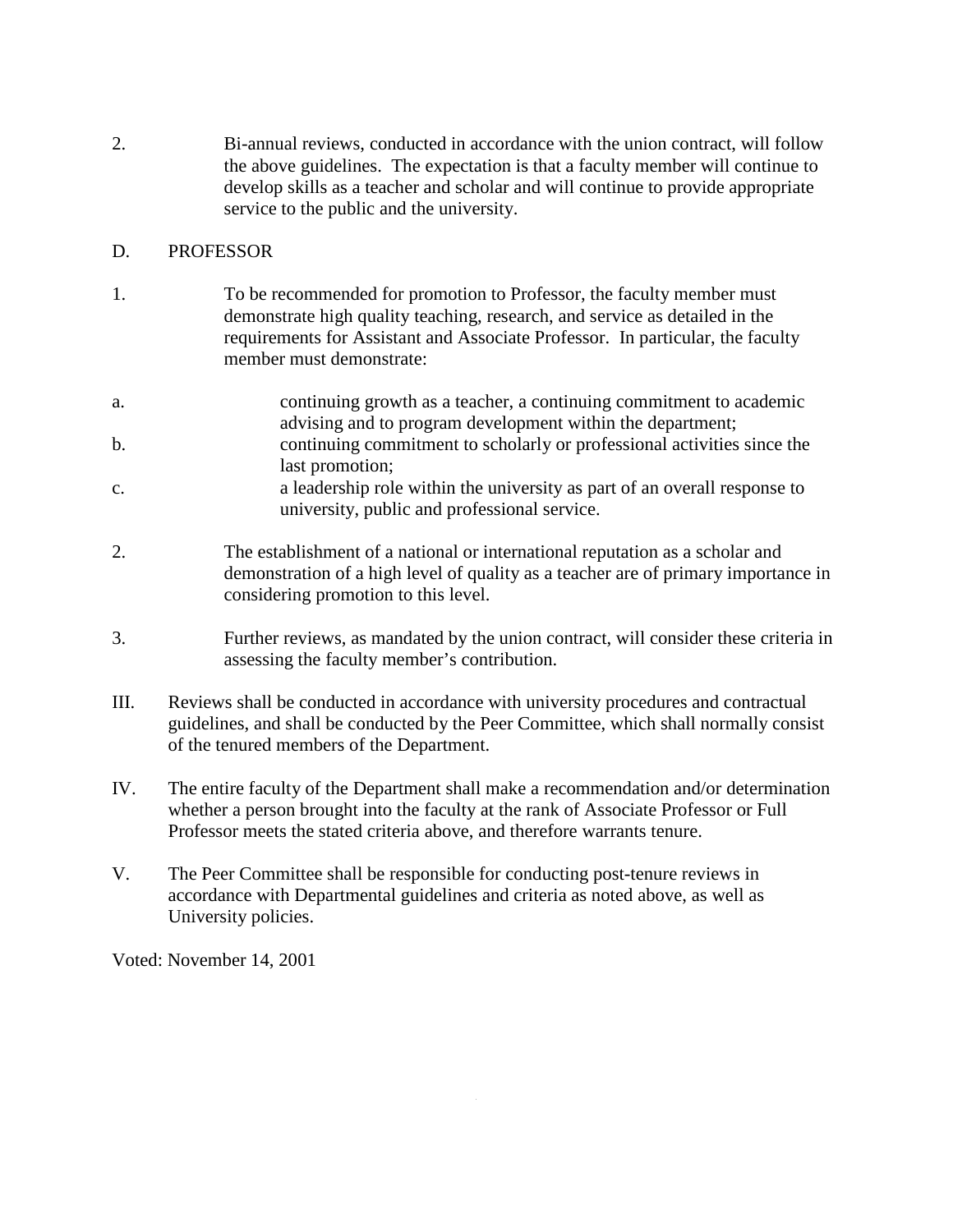2. Bi-annual reviews, conducted in accordance with the union contract, will follow the above guidelines. The expectation is that a faculty member will continue to develop skills as a teacher and scholar and will continue to provide appropriate service to the public and the university.

D. PROFESSOR

1. To be recommended for promotion to Professor, the faculty member must demonstrate high quality teaching, research, and service as detailed in the requirements for Assistant and Associate Professor. In particular, the faculty member must demonstrate:

   a. continuing growth as a teacher, a continuing commitment to academic advising and to program development within the department;
   b. continuing commitment to scholarly or professional activities since the last promotion;
   c. a leadership role within the university as part of an overall response to university, public and professional service.

2. The establishment of a national or international reputation as a scholar and demonstration of a high level of quality as a teacher are of primary importance in considering promotion to this level.

3. Further reviews, as mandated by the union contract, will consider these criteria in assessing the faculty member's contribution.

III. Reviews shall be conducted in accordance with university procedures and contractual guidelines, and shall be conducted by the Peer Committee, which shall normally consist of the tenured members of the Department.

IV. The entire faculty of the Department shall make a recommendation and/or determination whether a person brought into the faculty at the rank of Associate Professor or Full Professor meets the stated criteria above, and therefore warrants tenure.

V. The Peer Committee shall be responsible for conducting post-tenure reviews in accordance with Departmental guidelines and criteria as noted above, as well as University policies.

Voted: November 14, 2001